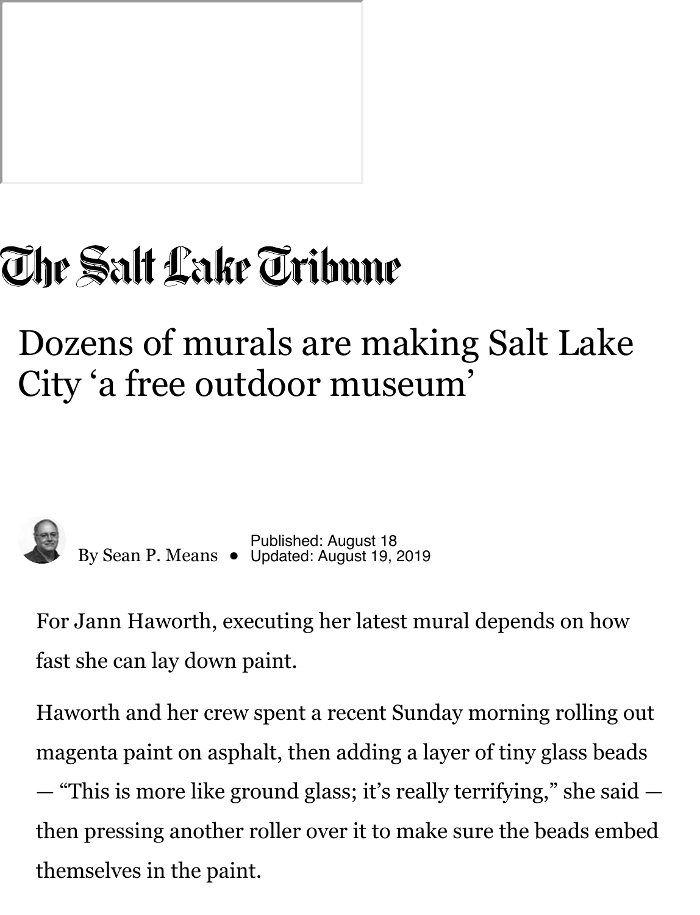The Salt Lake Tribune

# Dozens of murals are making Salt Lake City 'a free outdoor museum'

By Sean P. Means • Published: August 18 Updated: August 19, 2019

For Jann Haworth, executing her latest mural depends on how fast she can lay down paint.

Haworth and her crew spent a recent Sunday morning rolling out magenta paint on asphalt, then adding a layer of tiny glass beads — "This is more like ground glass; it's really terrifying," she said — then pressing another roller over it to make sure the beads embed themselves in the paint.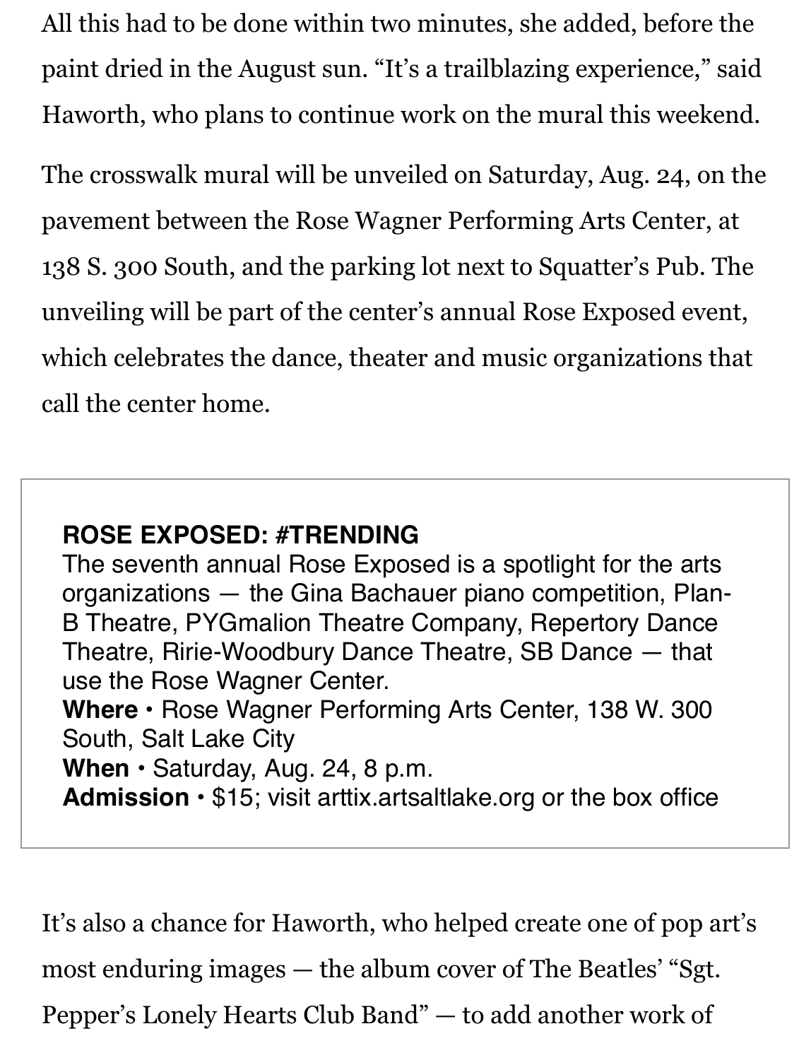All this had to be done within two minutes, she added, before the paint dried in the August sun. “It’s a trailblazing experience,” said Haworth, who plans to continue work on the mural this weekend.

The crosswalk mural will be unveiled on Saturday, Aug. 24, on the pavement between the Rose Wagner Performing Arts Center, at 138 S. 300 South, and the parking lot next to Squatter’s Pub. The unveiling will be part of the center’s annual Rose Exposed event, which celebrates the dance, theater and music organizations that call the center home.

**ROSE EXPOSED: #TRENDING**
The seventh annual Rose Exposed is a spotlight for the arts organizations — the Gina Bachauer piano competition, Plan-B Theatre, PYGmalion Theatre Company, Repertory Dance Theatre, Ririe-Woodbury Dance Theatre, SB Dance — that use the Rose Wagner Center.
**Where** • Rose Wagner Performing Arts Center, 138 W. 300 South, Salt Lake City
**When** • Saturday, Aug. 24, 8 p.m.
**Admission** • $15; visit arttix.artsaltlake.org or the box office

It’s also a chance for Haworth, who helped create one of pop art’s most enduring images — the album cover of The Beatles’ “Sgt. Pepper’s Lonely Hearts Club Band” — to add another work of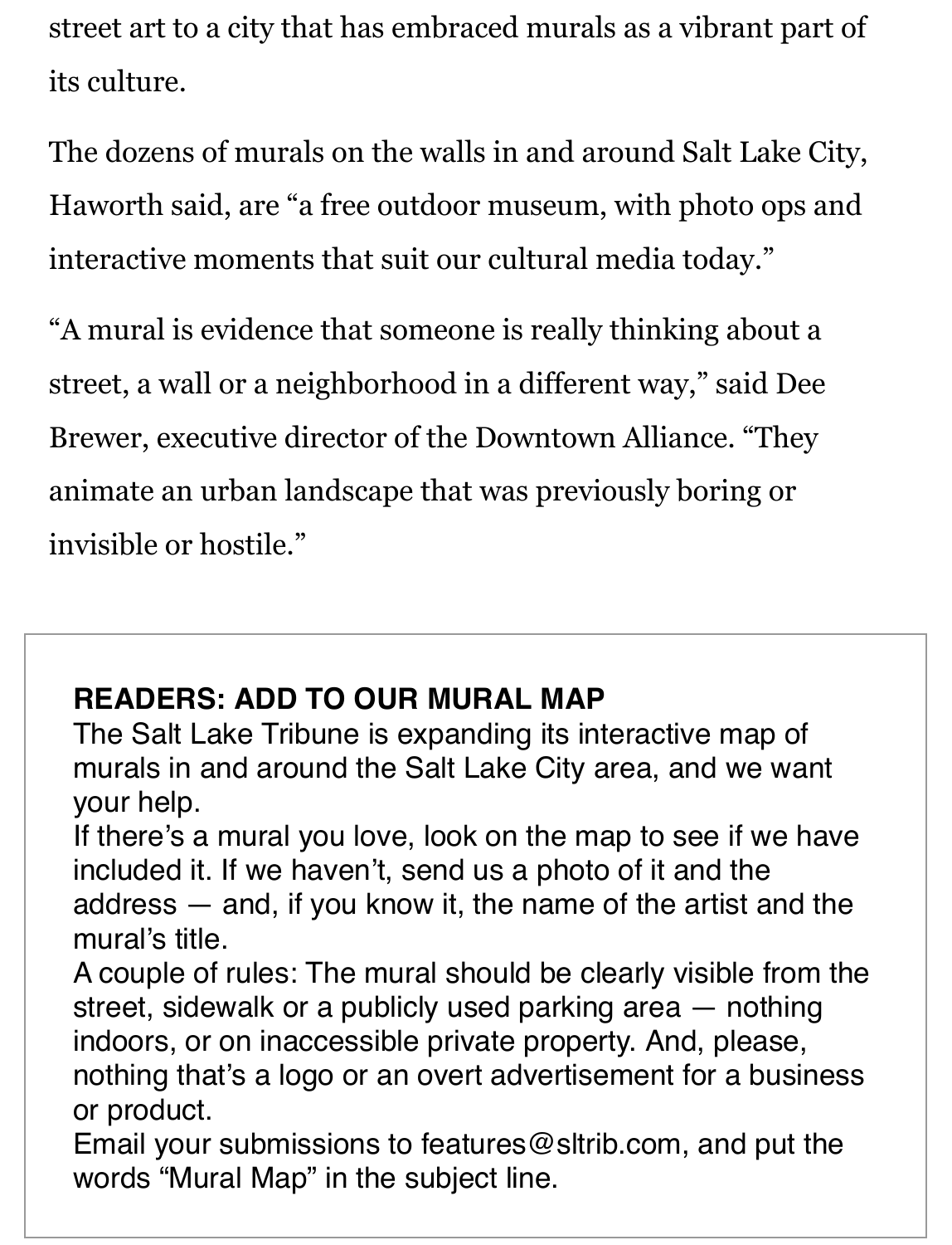street art to a city that has embraced murals as a vibrant part of its culture.

The dozens of murals on the walls in and around Salt Lake City, Haworth said, are "a free outdoor museum, with photo ops and interactive moments that suit our cultural media today."

"A mural is evidence that someone is really thinking about a street, a wall or a neighborhood in a different way," said Dee Brewer, executive director of the Downtown Alliance. "They animate an urban landscape that was previously boring or invisible or hostile."

---

**READERS: ADD TO OUR MURAL MAP**

The Salt Lake Tribune is expanding its interactive map of murals in and around the Salt Lake City area, and we want your help.

If there's a mural you love, look on the map to see if we have included it. If we haven't, send us a photo of it and the address — and, if you know it, the name of the artist and the mural's title.

A couple of rules: The mural should be clearly visible from the street, sidewalk or a publicly used parking area — nothing indoors, or on inaccessible private property. And, please, nothing that's a logo or an overt advertisement for a business or product.

Email your submissions to features@sltrib.com, and put the words "Mural Map" in the subject line.

---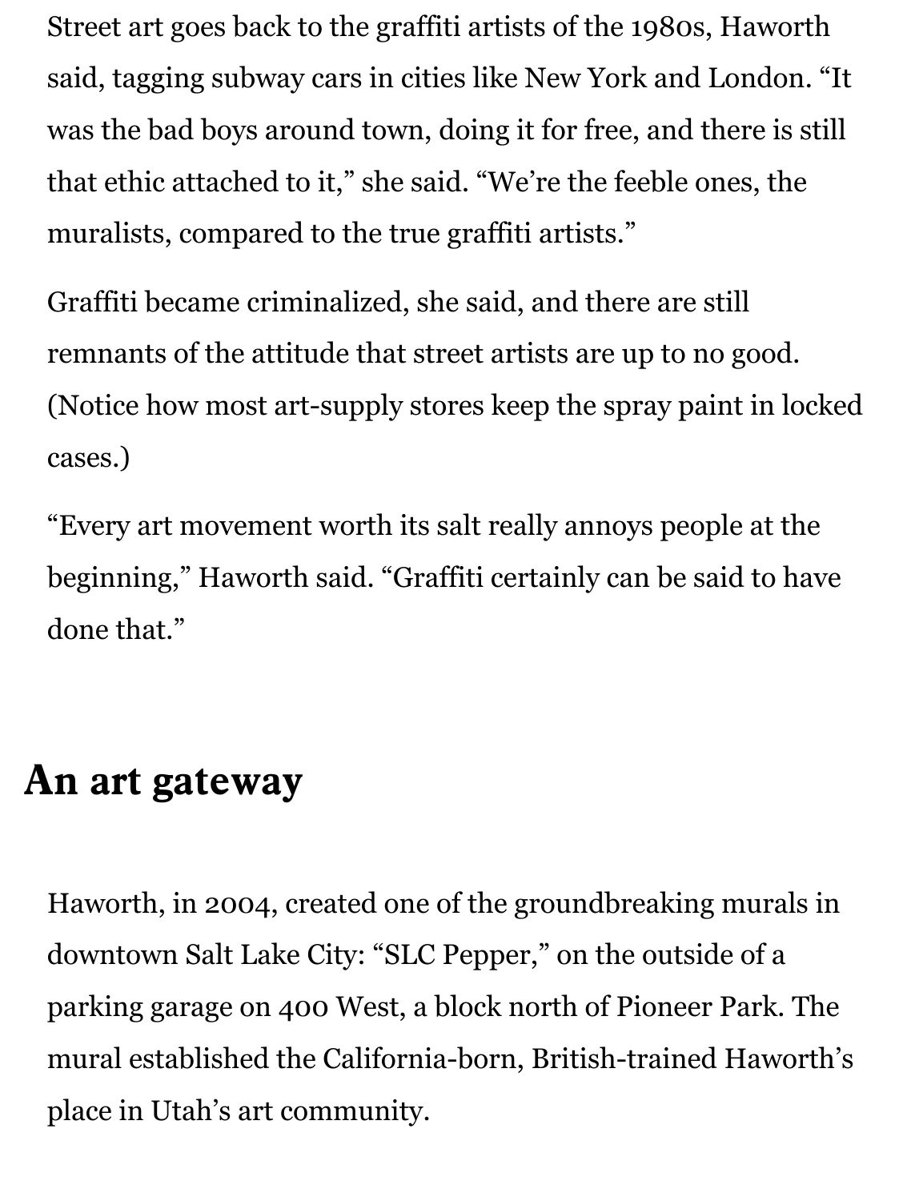Street art goes back to the graffiti artists of the 1980s, Haworth said, tagging subway cars in cities like New York and London. "It was the bad boys around town, doing it for free, and there is still that ethic attached to it," she said. "We're the feeble ones, the muralists, compared to the true graffiti artists."

Graffiti became criminalized, she said, and there are still remnants of the attitude that street artists are up to no good. (Notice how most art-supply stores keep the spray paint in locked cases.)

"Every art movement worth its salt really annoys people at the beginning," Haworth said. "Graffiti certainly can be said to have done that."

## An art gateway

Haworth, in 2004, created one of the groundbreaking murals in downtown Salt Lake City: "SLC Pepper," on the outside of a parking garage on 400 West, a block north of Pioneer Park. The mural established the California-born, British-trained Haworth's place in Utah's art community.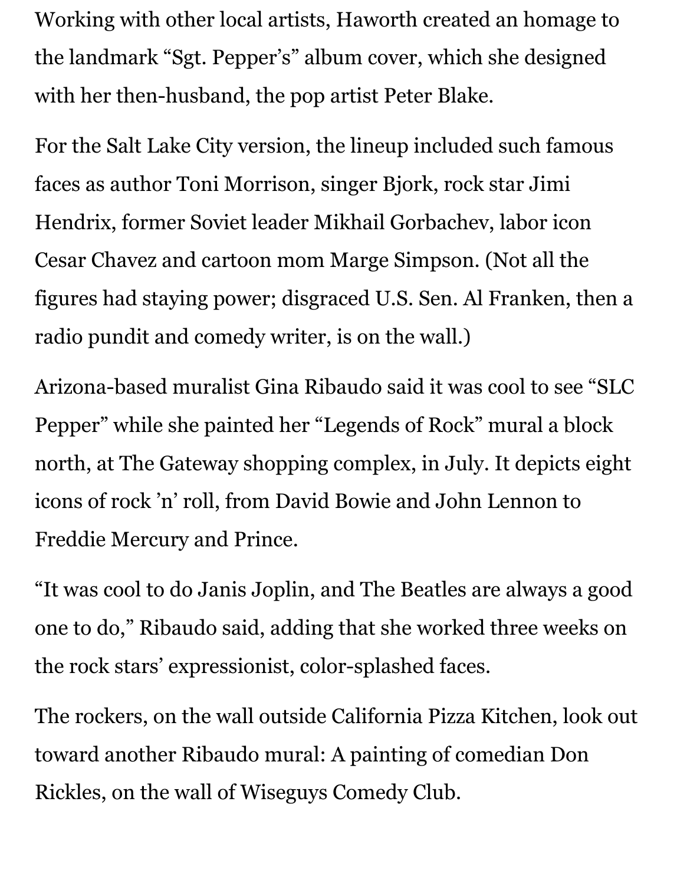Working with other local artists, Haworth created an homage to the landmark "Sgt. Pepper's" album cover, which she designed with her then-husband, the pop artist Peter Blake.

For the Salt Lake City version, the lineup included such famous faces as author Toni Morrison, singer Bjork, rock star Jimi Hendrix, former Soviet leader Mikhail Gorbachev, labor icon Cesar Chavez and cartoon mom Marge Simpson. (Not all the figures had staying power; disgraced U.S. Sen. Al Franken, then a radio pundit and comedy writer, is on the wall.)

Arizona-based muralist Gina Ribaudo said it was cool to see "SLC Pepper" while she painted her "Legends of Rock" mural a block north, at The Gateway shopping complex, in July. It depicts eight icons of rock 'n' roll, from David Bowie and John Lennon to Freddie Mercury and Prince.

"It was cool to do Janis Joplin, and The Beatles are always a good one to do," Ribaudo said, adding that she worked three weeks on the rock stars' expressionist, color-splashed faces.

The rockers, on the wall outside California Pizza Kitchen, look out toward another Ribaudo mural: A painting of comedian Don Rickles, on the wall of Wiseguys Comedy Club.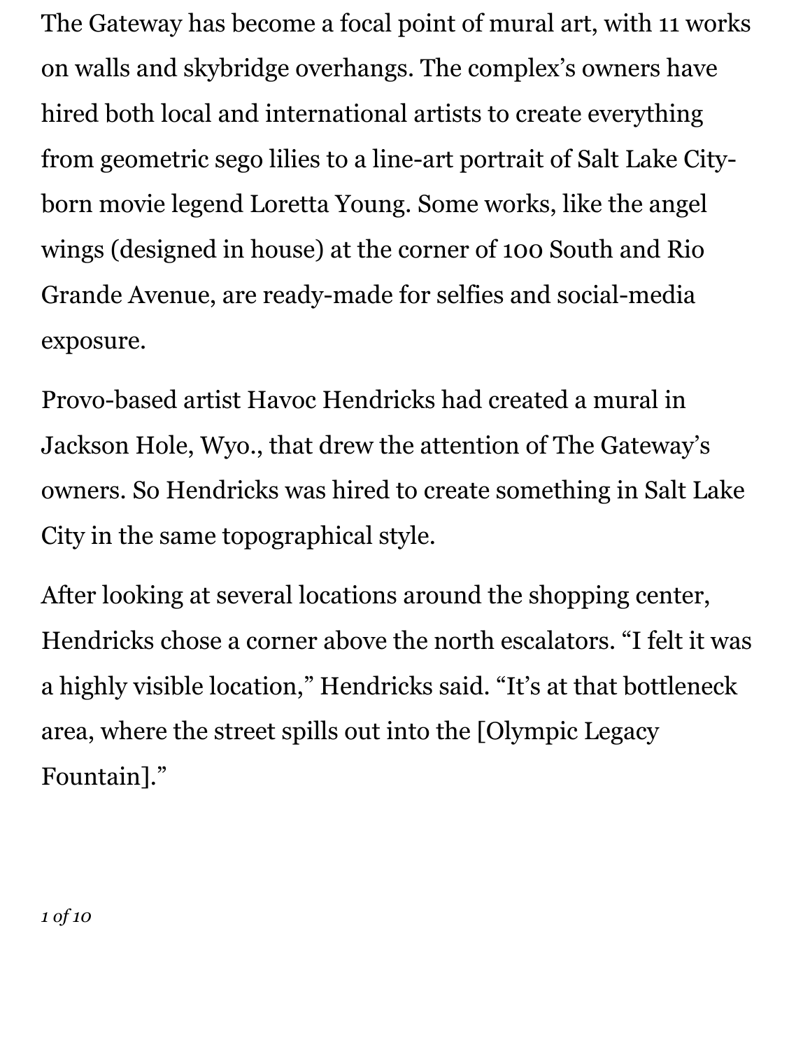The Gateway has become a focal point of mural art, with 11 works on walls and skybridge overhangs. The complex's owners have hired both local and international artists to create everything from geometric sego lilies to a line-art portrait of Salt Lake City-born movie legend Loretta Young. Some works, like the angel wings (designed in house) at the corner of 100 South and Rio Grande Avenue, are ready-made for selfies and social-media exposure.

Provo-based artist Havoc Hendricks had created a mural in Jackson Hole, Wyo., that drew the attention of The Gateway's owners. So Hendricks was hired to create something in Salt Lake City in the same topographical style.

After looking at several locations around the shopping center, Hendricks chose a corner above the north escalators. "I felt it was a highly visible location," Hendricks said. "It's at that bottleneck area, where the street spills out into the [Olympic Legacy Fountain]."

*1 of 10*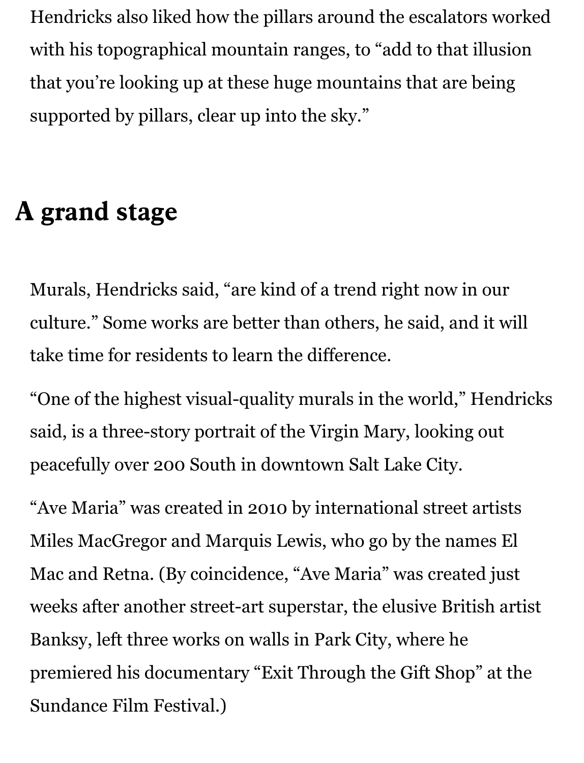Hendricks also liked how the pillars around the escalators worked with his topographical mountain ranges, to "add to that illusion that you're looking up at these huge mountains that are being supported by pillars, clear up into the sky."

## A grand stage

Murals, Hendricks said, "are kind of a trend right now in our culture." Some works are better than others, he said, and it will take time for residents to learn the difference.

"One of the highest visual-quality murals in the world," Hendricks said, is a three-story portrait of the Virgin Mary, looking out peacefully over 200 South in downtown Salt Lake City.

"Ave Maria" was created in 2010 by international street artists Miles MacGregor and Marquis Lewis, who go by the names El Mac and Retna. (By coincidence, "Ave Maria" was created just weeks after another street-art superstar, the elusive British artist Banksy, left three works on walls in Park City, where he premiered his documentary "Exit Through the Gift Shop" at the Sundance Film Festival.)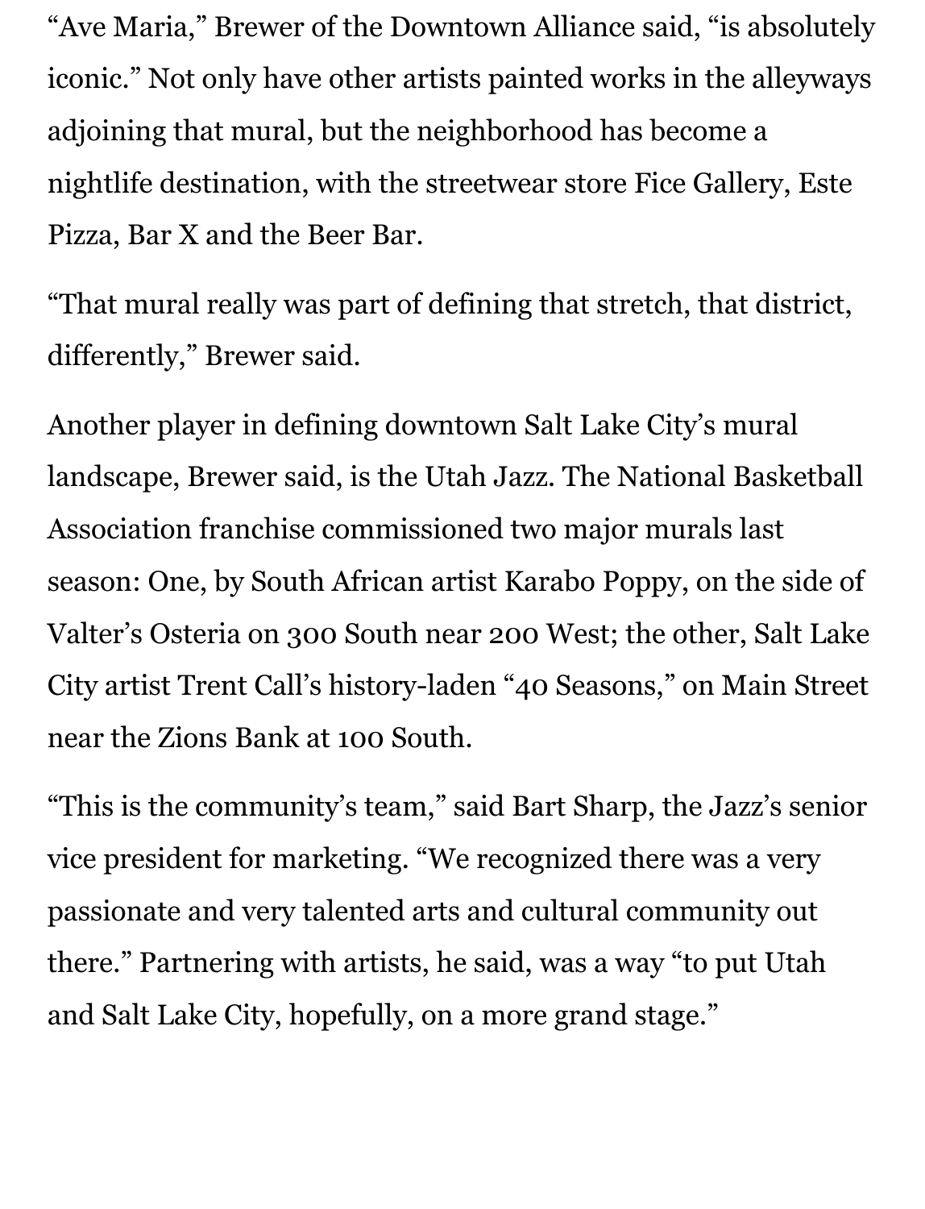"Ave Maria," Brewer of the Downtown Alliance said, "is absolutely iconic." Not only have other artists painted works in the alleyways adjoining that mural, but the neighborhood has become a nightlife destination, with the streetwear store Fice Gallery, Este Pizza, Bar X and the Beer Bar.

"That mural really was part of defining that stretch, that district, differently," Brewer said.

Another player in defining downtown Salt Lake City's mural landscape, Brewer said, is the Utah Jazz. The National Basketball Association franchise commissioned two major murals last season: One, by South African artist Karabo Poppy, on the side of Valter's Osteria on 300 South near 200 West; the other, Salt Lake City artist Trent Call's history-laden "40 Seasons," on Main Street near the Zions Bank at 100 South.

"This is the community's team," said Bart Sharp, the Jazz's senior vice president for marketing. "We recognized there was a very passionate and very talented arts and cultural community out there." Partnering with artists, he said, was a way "to put Utah and Salt Lake City, hopefully, on a more grand stage."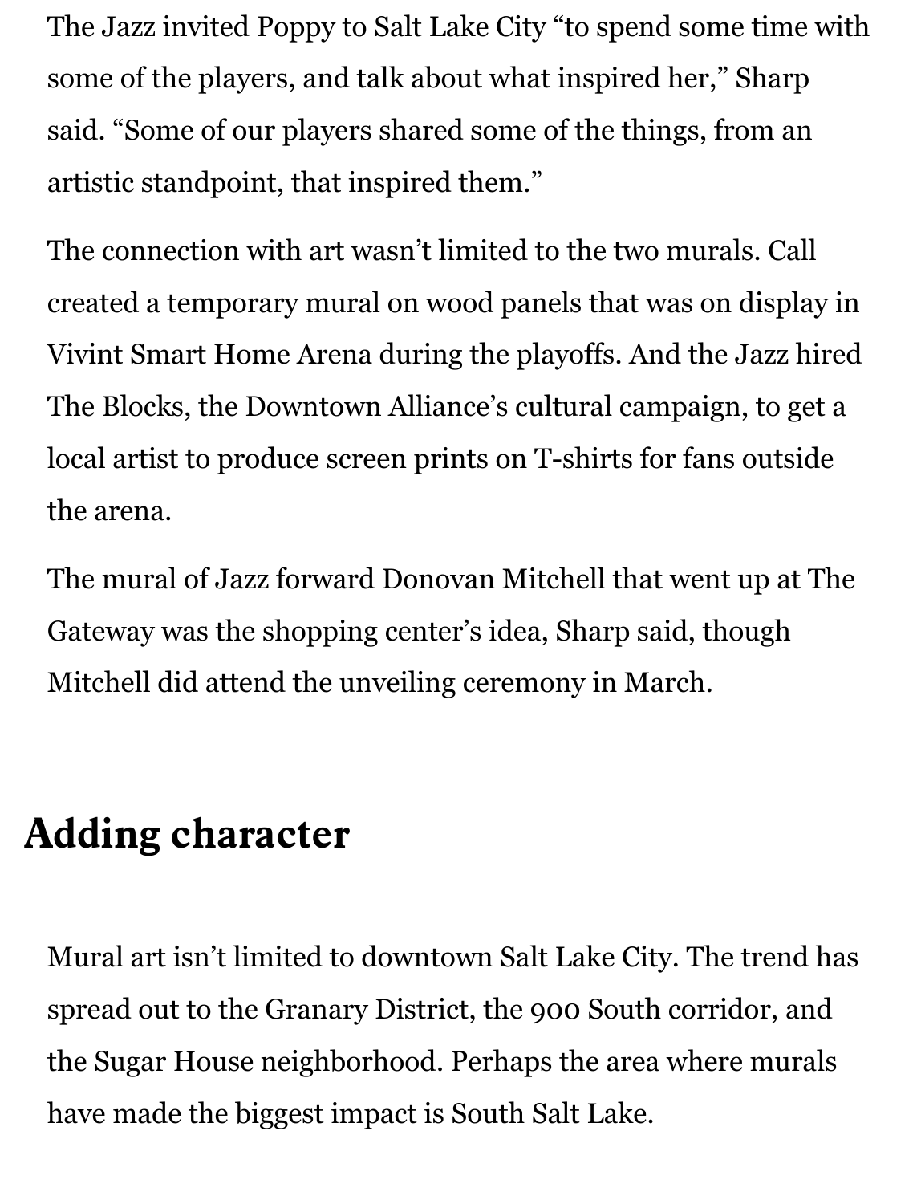The Jazz invited Poppy to Salt Lake City "to spend some time with some of the players, and talk about what inspired her," Sharp said. "Some of our players shared some of the things, from an artistic standpoint, that inspired them."

The connection with art wasn't limited to the two murals. Call created a temporary mural on wood panels that was on display in Vivint Smart Home Arena during the playoffs. And the Jazz hired The Blocks, the Downtown Alliance's cultural campaign, to get a local artist to produce screen prints on T-shirts for fans outside the arena.

The mural of Jazz forward Donovan Mitchell that went up at The Gateway was the shopping center's idea, Sharp said, though Mitchell did attend the unveiling ceremony in March.

## Adding character

Mural art isn't limited to downtown Salt Lake City. The trend has spread out to the Granary District, the 900 South corridor, and the Sugar House neighborhood. Perhaps the area where murals have made the biggest impact is South Salt Lake.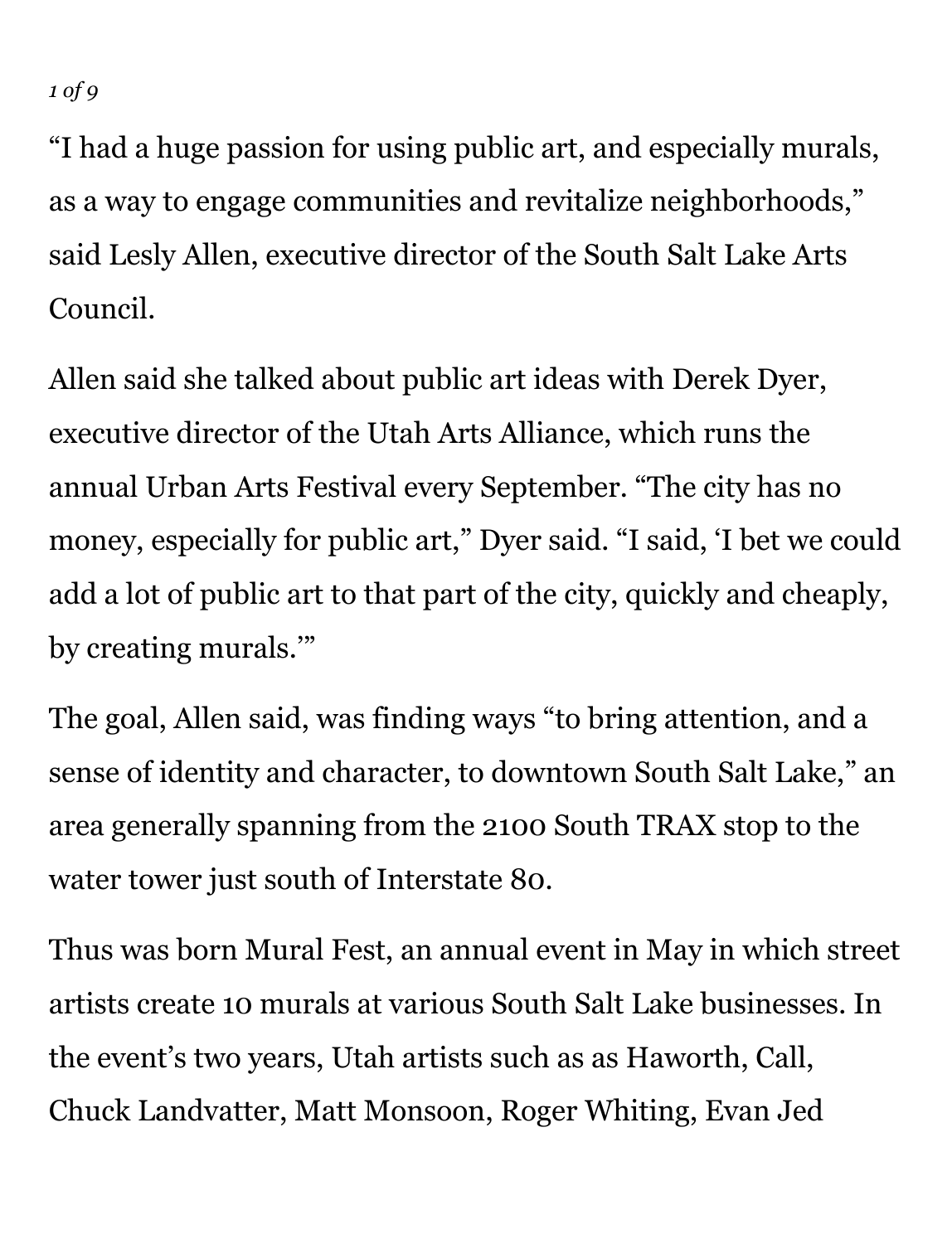“I had a huge passion for using public art, and especially murals, as a way to engage communities and revitalize neighborhoods,” said Lesly Allen, executive director of the South Salt Lake Arts Council.

Allen said she talked about public art ideas with Derek Dyer, executive director of the Utah Arts Alliance, which runs the annual Urban Arts Festival every September. “The city has no money, especially for public art,” Dyer said. “I said, ‘I bet we could add a lot of public art to that part of the city, quickly and cheaply, by creating murals.’”

The goal, Allen said, was finding ways “to bring attention, and a sense of identity and character, to downtown South Salt Lake,” an area generally spanning from the 2100 South TRAX stop to the water tower just south of Interstate 80.

Thus was born Mural Fest, an annual event in May in which street artists create 10 murals at various South Salt Lake businesses. In the event’s two years, Utah artists such as as Haworth, Call, Chuck Landvatter, Matt Monsoon, Roger Whiting, Evan Jed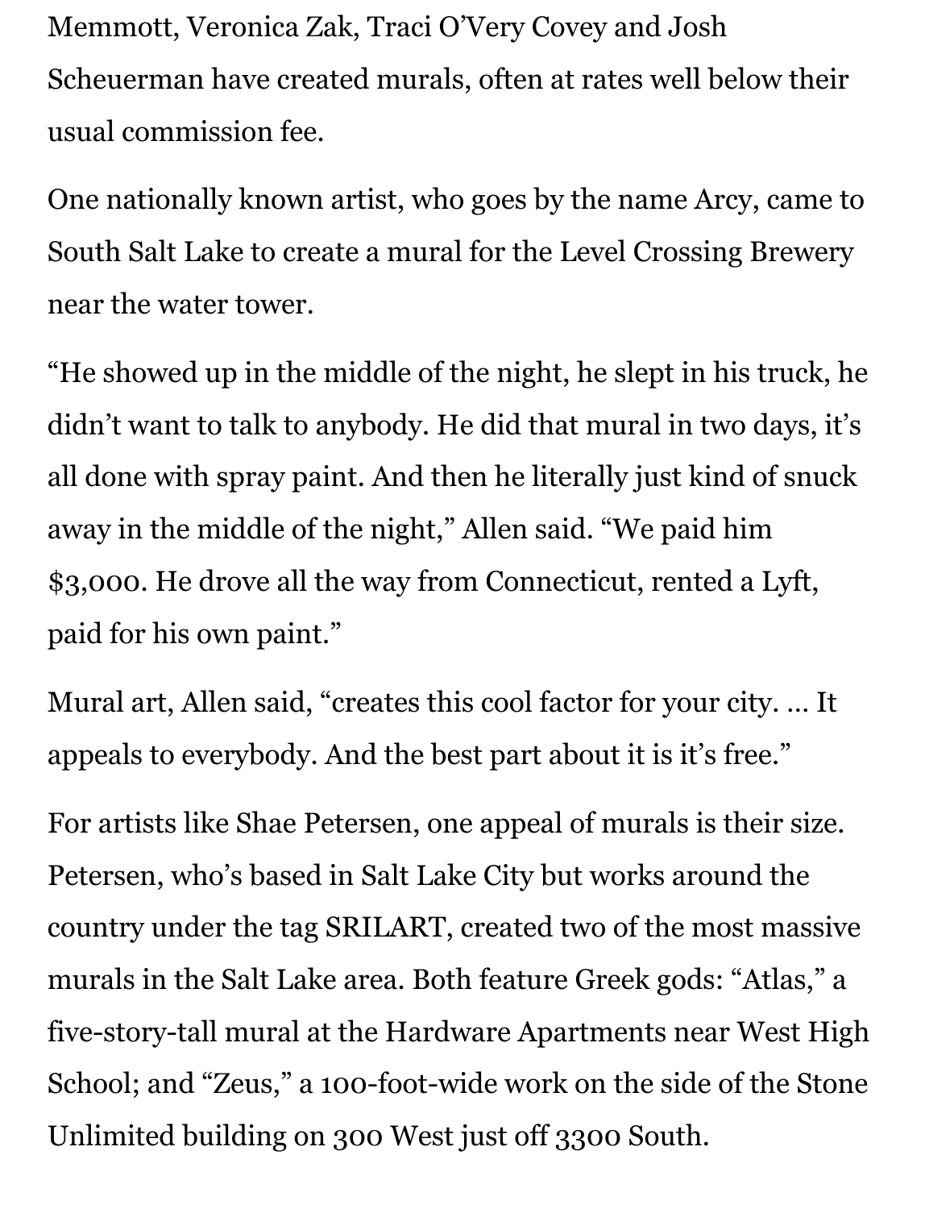Memmott, Veronica Zak, Traci O'Very Covey and Josh Scheuerman have created murals, often at rates well below their usual commission fee.

One nationally known artist, who goes by the name Arcy, came to South Salt Lake to create a mural for the Level Crossing Brewery near the water tower.

"He showed up in the middle of the night, he slept in his truck, he didn't want to talk to anybody. He did that mural in two days, it's all done with spray paint. And then he literally just kind of snuck away in the middle of the night," Allen said. "We paid him $3,000. He drove all the way from Connecticut, rented a Lyft, paid for his own paint."

Mural art, Allen said, "creates this cool factor for your city. … It appeals to everybody. And the best part about it is it's free."

For artists like Shae Petersen, one appeal of murals is their size. Petersen, who's based in Salt Lake City but works around the country under the tag SRILART, created two of the most massive murals in the Salt Lake area. Both feature Greek gods: "Atlas," a five-story-tall mural at the Hardware Apartments near West High School; and "Zeus," a 100-foot-wide work on the side of the Stone Unlimited building on 300 West just off 3300 South.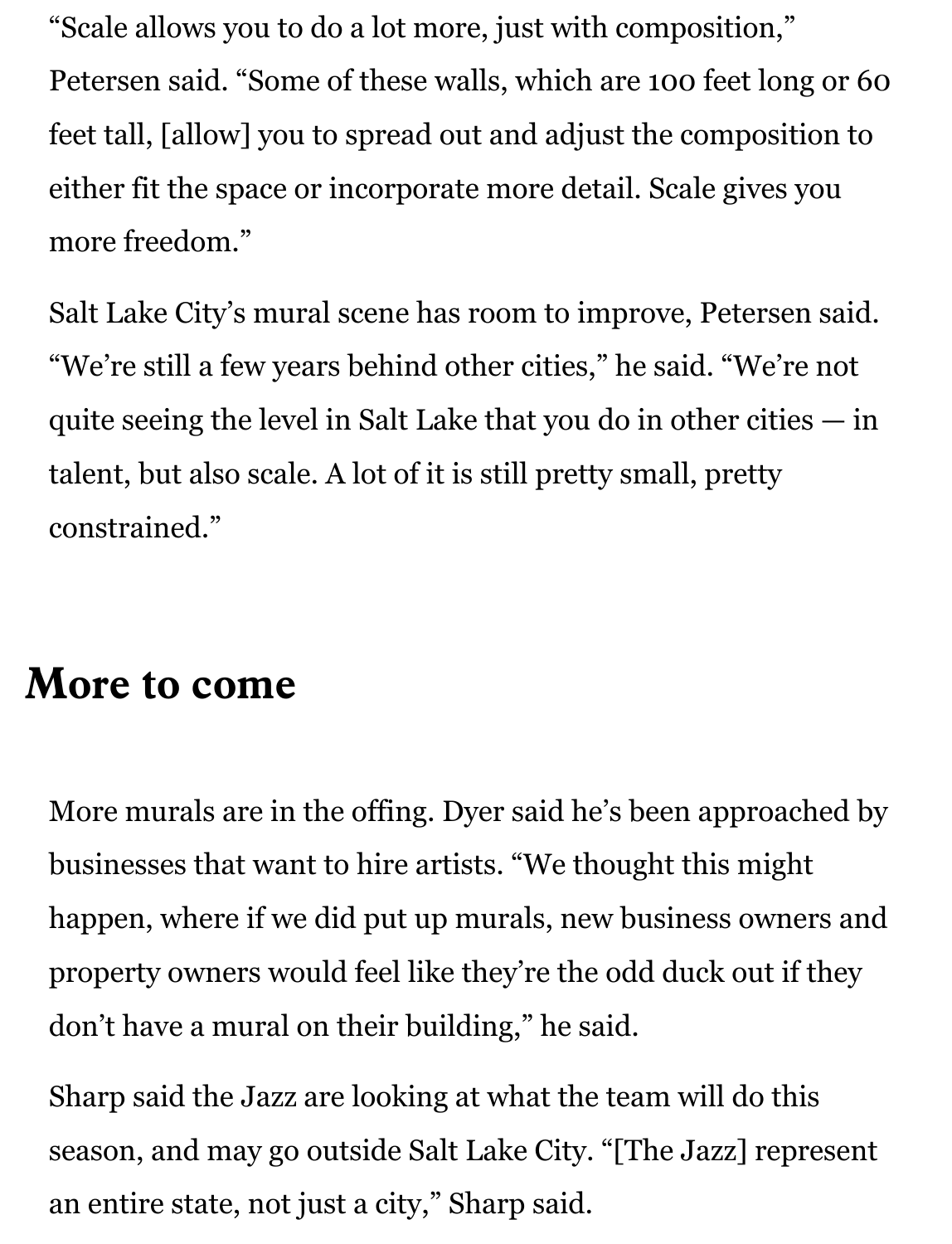"Scale allows you to do a lot more, just with composition," Petersen said. "Some of these walls, which are 100 feet long or 60 feet tall, [allow] you to spread out and adjust the composition to either fit the space or incorporate more detail. Scale gives you more freedom."

Salt Lake City's mural scene has room to improve, Petersen said. "We're still a few years behind other cities," he said. "We're not quite seeing the level in Salt Lake that you do in other cities — in talent, but also scale. A lot of it is still pretty small, pretty constrained."

## More to come

More murals are in the offing. Dyer said he's been approached by businesses that want to hire artists. "We thought this might happen, where if we did put up murals, new business owners and property owners would feel like they're the odd duck out if they don't have a mural on their building," he said.

Sharp said the Jazz are looking at what the team will do this season, and may go outside Salt Lake City. "[The Jazz] represent an entire state, not just a city," Sharp said.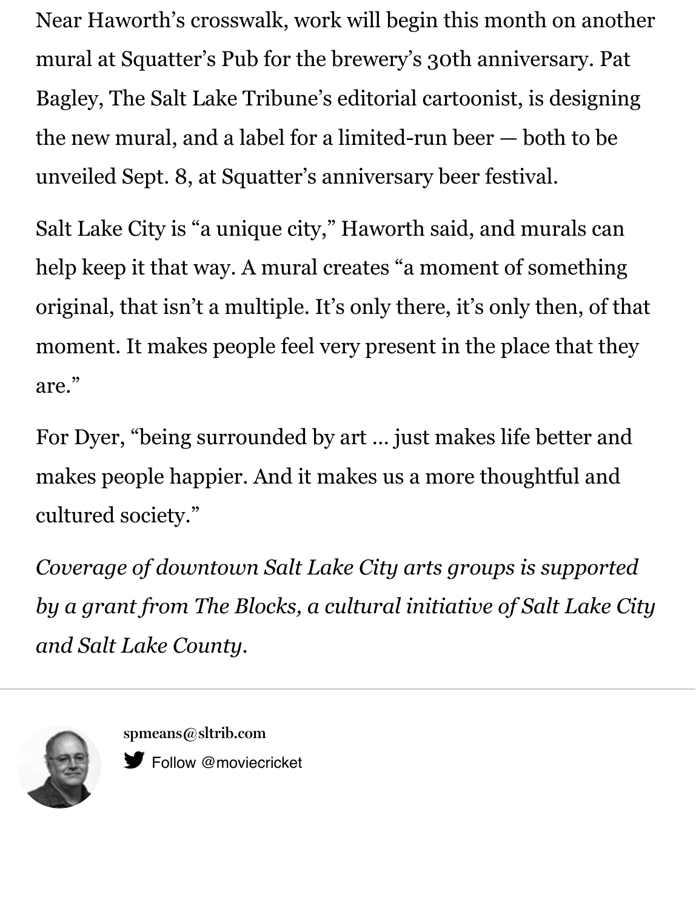Near Haworth's crosswalk, work will begin this month on another mural at Squatter's Pub for the brewery's 30th anniversary. Pat Bagley, The Salt Lake Tribune's editorial cartoonist, is designing the new mural, and a label for a limited-run beer — both to be unveiled Sept. 8, at Squatter's anniversary beer festival.

Salt Lake City is "a unique city," Haworth said, and murals can help keep it that way. A mural creates "a moment of something original, that isn't a multiple. It's only there, it's only then, of that moment. It makes people feel very present in the place that they are."

For Dyer, "being surrounded by art … just makes life better and makes people happier. And it makes us a more thoughtful and cultured society."

*Coverage of downtown Salt Lake City arts groups is supported by a grant from The Blocks, a cultural initiative of Salt Lake City and Salt Lake County.*

---

spmeans@sltrib.com

Follow @moviecricket